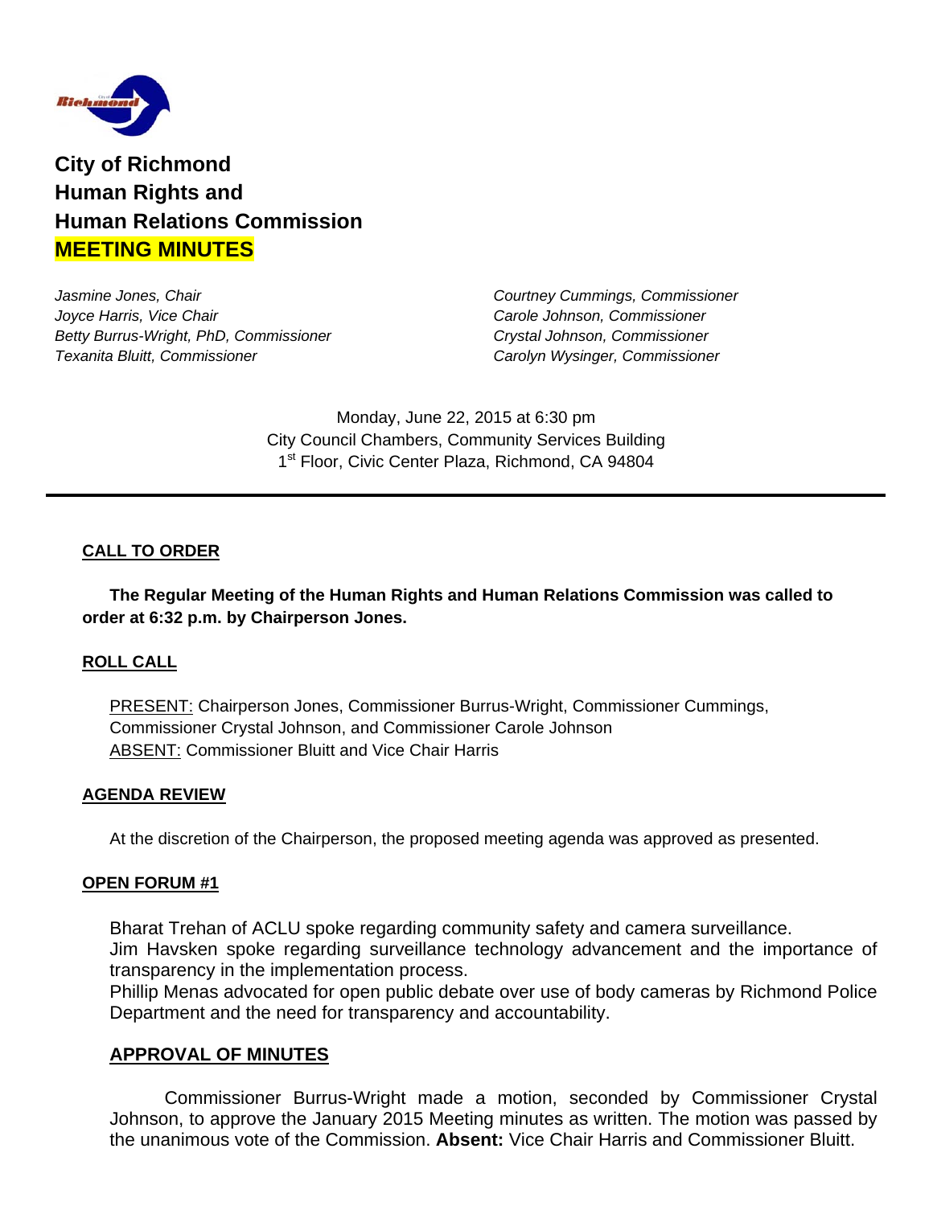# City of Richmond
# Human Rights and
# Human Relations Commission
# MEETING MINUTES

*Jasmine Jones, Chair*
*Joyce Harris, Vice Chair*
*Betty Burrus-Wright, PhD, Commissioner*
*Texanita Bluitt, Commissioner*
*Courtney Cummings, Commissioner*
*Carole Johnson, Commissioner*
*Crystal Johnson, Commissioner*
*Carolyn Wysinger, Commissioner*

Monday, June 22, 2015 at 6:30 pm
City Council Chambers, Community Services Building
1st Floor, Civic Center Plaza, Richmond, CA 94804

---

## CALL TO ORDER

**The Regular Meeting of the Human Rights and Human Relations Commission was called to order at 6:32 p.m. by Chairperson Jones.**

## ROLL CALL

PRESENT: Chairperson Jones, Commissioner Burrus-Wright, Commissioner Cummings, Commissioner Crystal Johnson, and Commissioner Carole Johnson
ABSENT: Commissioner Bluitt and Vice Chair Harris

## AGENDA REVIEW

At the discretion of the Chairperson, the proposed meeting agenda was approved as presented.

## OPEN FORUM #1

Bharat Trehan of ACLU spoke regarding community safety and camera surveillance.
Jim Havsken spoke regarding surveillance technology advancement and the importance of transparency in the implementation process.
Phillip Menas advocated for open public debate over use of body cameras by Richmond Police Department and the need for transparency and accountability.

## APPROVAL OF MINUTES

Commissioner Burrus-Wright made a motion, seconded by Commissioner Crystal Johnson, to approve the January 2015 Meeting minutes as written. The motion was passed by the unanimous vote of the Commission. **Absent:** Vice Chair Harris and Commissioner Bluitt.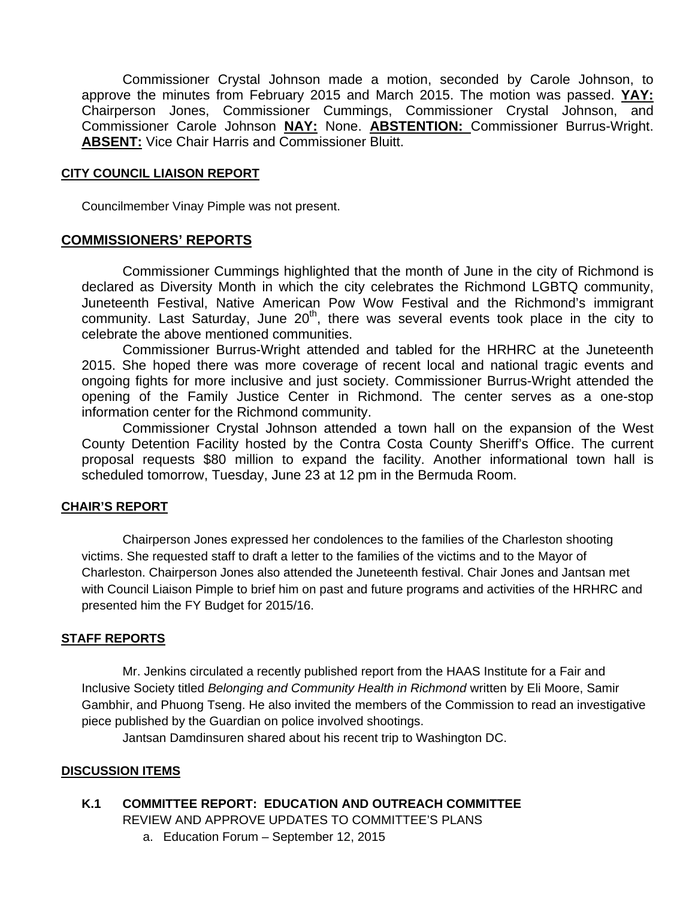Commissioner Crystal Johnson made a motion, seconded by Carole Johnson, to approve the minutes from February 2015 and March 2015. The motion was passed. **YAY:** Chairperson Jones, Commissioner Cummings, Commissioner Crystal Johnson, and Commissioner Carole Johnson **NAY:** None. **ABSTENTION:** Commissioner Burrus-Wright. **ABSENT:** Vice Chair Harris and Commissioner Bluitt.

**CITY COUNCIL LIAISON REPORT**

Councilmember Vinay Pimple was not present.

**COMMISSIONERS' REPORTS**

Commissioner Cummings highlighted that the month of June in the city of Richmond is declared as Diversity Month in which the city celebrates the Richmond LGBTQ community, Juneteenth Festival, Native American Pow Wow Festival and the Richmond's immigrant community. Last Saturday, June 20th, there was several events took place in the city to celebrate the above mentioned communities.

Commissioner Burrus-Wright attended and tabled for the HRHRC at the Juneteenth 2015. She hoped there was more coverage of recent local and national tragic events and ongoing fights for more inclusive and just society. Commissioner Burrus-Wright attended the opening of the Family Justice Center in Richmond. The center serves as a one-stop information center for the Richmond community.

Commissioner Crystal Johnson attended a town hall on the expansion of the West County Detention Facility hosted by the Contra Costa County Sheriff's Office. The current proposal requests $80 million to expand the facility. Another informational town hall is scheduled tomorrow, Tuesday, June 23 at 12 pm in the Bermuda Room.

**CHAIR'S REPORT**

Chairperson Jones expressed her condolences to the families of the Charleston shooting victims. She requested staff to draft a letter to the families of the victims and to the Mayor of Charleston. Chairperson Jones also attended the Juneteenth festival. Chair Jones and Jantsan met with Council Liaison Pimple to brief him on past and future programs and activities of the HRHRC and presented him the FY Budget for 2015/16.

**STAFF REPORTS**

Mr. Jenkins circulated a recently published report from the HAAS Institute for a Fair and Inclusive Society titled *Belonging and Community Health in Richmond* written by Eli Moore, Samir Gambhir, and Phuong Tseng. He also invited the members of the Commission to read an investigative piece published by the Guardian on police involved shootings.

Jantsan Damdinsuren shared about his recent trip to Washington DC.

**DISCUSSION ITEMS**

**K.1 COMMITTEE REPORT: EDUCATION AND OUTREACH COMMITTEE**
REVIEW AND APPROVE UPDATES TO COMMITTEE'S PLANS

a. Education Forum – September 12, 2015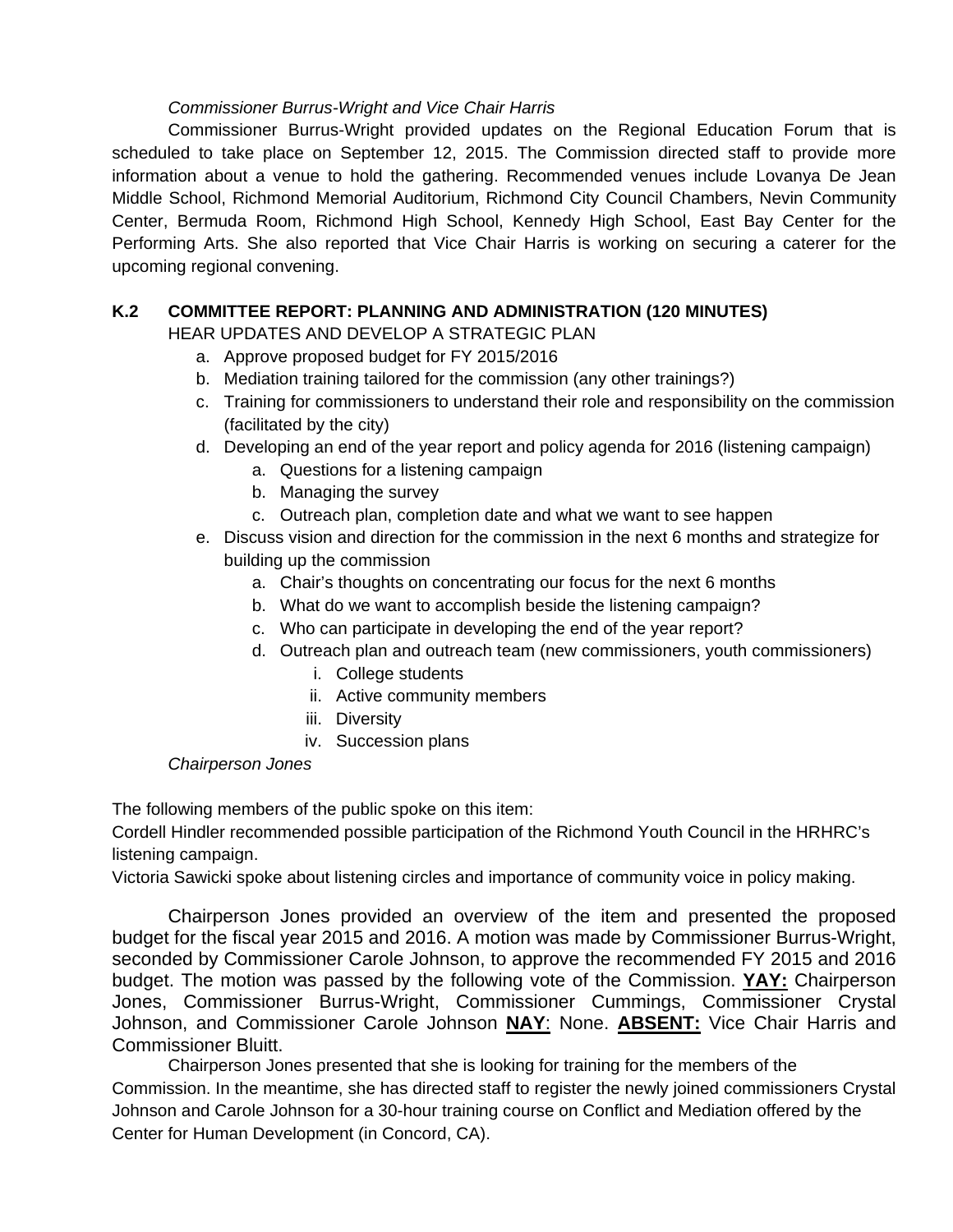*Commissioner Burrus-Wright and Vice Chair Harris*

Commissioner Burrus-Wright provided updates on the Regional Education Forum that is scheduled to take place on September 12, 2015. The Commission directed staff to provide more information about a venue to hold the gathering. Recommended venues include Lovanya De Jean Middle School, Richmond Memorial Auditorium, Richmond City Council Chambers, Nevin Community Center, Bermuda Room, Richmond High School, Kennedy High School, East Bay Center for the Performing Arts. She also reported that Vice Chair Harris is working on securing a caterer for the upcoming regional convening.

**K.2 COMMITTEE REPORT: PLANNING AND ADMINISTRATION (120 MINUTES)**

HEAR UPDATES AND DEVELOP A STRATEGIC PLAN

a. Approve proposed budget for FY 2015/2016
b. Mediation training tailored for the commission (any other trainings?)
c. Training for commissioners to understand their role and responsibility on the commission (facilitated by the city)
d. Developing an end of the year report and policy agenda for 2016 (listening campaign)
    a. Questions for a listening campaign
    b. Managing the survey
    c. Outreach plan, completion date and what we want to see happen
e. Discuss vision and direction for the commission in the next 6 months and strategize for building up the commission
    a. Chair's thoughts on concentrating our focus for the next 6 months
    b. What do we want to accomplish beside the listening campaign?
    c. Who can participate in developing the end of the year report?
    d. Outreach plan and outreach team (new commissioners, youth commissioners)
        i. College students
        ii. Active community members
        iii. Diversity
        iv. Succession plans

*Chairperson Jones*

The following members of the public spoke on this item:
Cordell Hindler recommended possible participation of the Richmond Youth Council in the HRHRC's listening campaign.
Victoria Sawicki spoke about listening circles and importance of community voice in policy making.

Chairperson Jones provided an overview of the item and presented the proposed budget for the fiscal year 2015 and 2016. A motion was made by Commissioner Burrus-Wright, seconded by Commissioner Carole Johnson, to approve the recommended FY 2015 and 2016 budget. The motion was passed by the following vote of the Commission. **YAY:** Chairperson Jones, Commissioner Burrus-Wright, Commissioner Cummings, Commissioner Crystal Johnson, and Commissioner Carole Johnson **NAY**: None. **ABSENT:** Vice Chair Harris and Commissioner Bluitt.

Chairperson Jones presented that she is looking for training for the members of the Commission. In the meantime, she has directed staff to register the newly joined commissioners Crystal Johnson and Carole Johnson for a 30-hour training course on Conflict and Mediation offered by the Center for Human Development (in Concord, CA).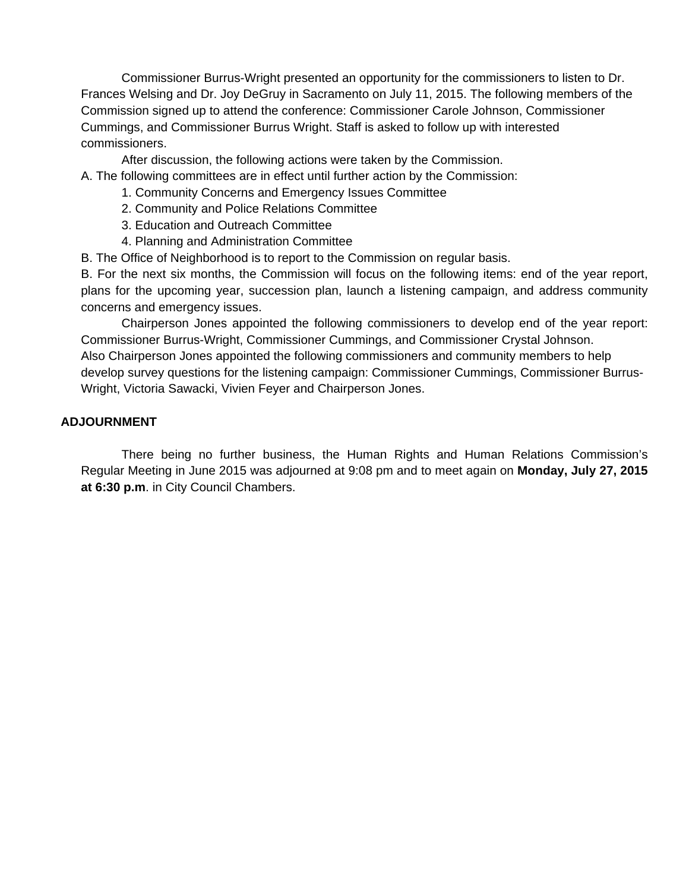Commissioner Burrus-Wright presented an opportunity for the commissioners to listen to Dr. Frances Welsing and Dr. Joy DeGruy in Sacramento on July 11, 2015. The following members of the Commission signed up to attend the conference: Commissioner Carole Johnson, Commissioner Cummings, and Commissioner Burrus Wright. Staff is asked to follow up with interested commissioners.

After discussion, the following actions were taken by the Commission.

A. The following committees are in effect until further action by the Commission:

1. Community Concerns and Emergency Issues Committee
2. Community and Police Relations Committee
3. Education and Outreach Committee
4. Planning and Administration Committee

B. The Office of Neighborhood is to report to the Commission on regular basis.

B. For the next six months, the Commission will focus on the following items: end of the year report, plans for the upcoming year, succession plan, launch a listening campaign, and address community concerns and emergency issues.

Chairperson Jones appointed the following commissioners to develop end of the year report: Commissioner Burrus-Wright, Commissioner Cummings, and Commissioner Crystal Johnson.

Also Chairperson Jones appointed the following commissioners and community members to help develop survey questions for the listening campaign: Commissioner Cummings, Commissioner Burrus-Wright, Victoria Sawacki, Vivien Feyer and Chairperson Jones.

**ADJOURNMENT**

There being no further business, the Human Rights and Human Relations Commission's Regular Meeting in June 2015 was adjourned at 9:08 pm and to meet again on **Monday, July 27, 2015 at 6:30 p.m**. in City Council Chambers.